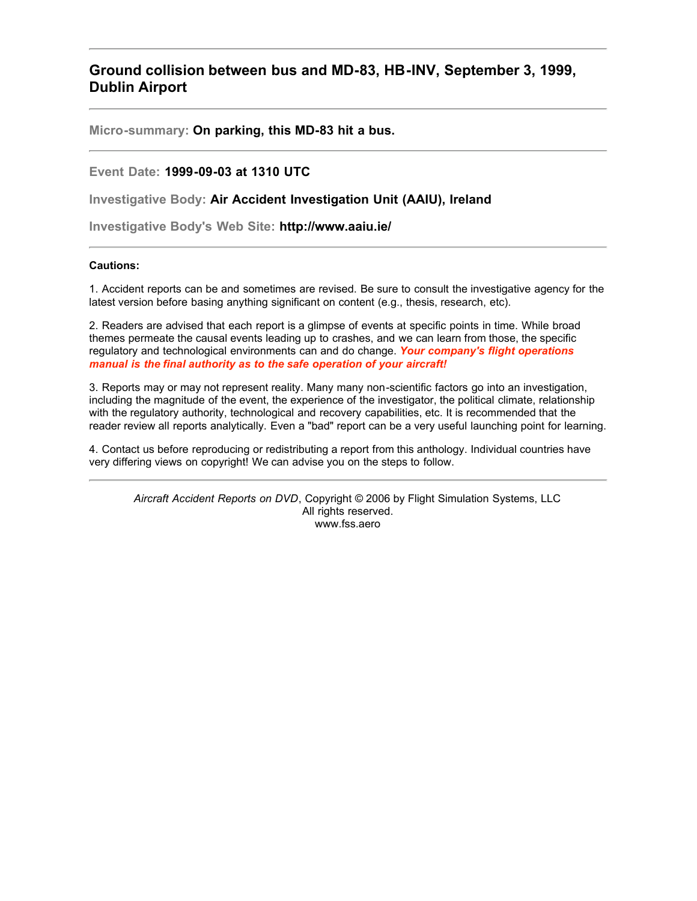# Ground collision between bus and MD-83, HB-INV, September 3, 1999, Dublin Airport

---

**Micro-summary:** **On parking, this MD-83 hit a bus.**

---

**Event Date:** **1999-09-03 at 1310 UTC**

**Investigative Body:** **Air Accident Investigation Unit (AAIU), Ireland**

**Investigative Body's Web Site:** **http://www.aaiu.ie/**

---

**Cautions:**

1. Accident reports can be and sometimes are revised. Be sure to consult the investigative agency for the latest version before basing anything significant on content (e.g., thesis, research, etc).

2. Readers are advised that each report is a glimpse of events at specific points in time. While broad themes permeate the causal events leading up to crashes, and we can learn from those, the specific regulatory and technological environments can and do change. ***Your company's flight operations manual is the final authority as to the safe operation of your aircraft!***

3. Reports may or may not represent reality. Many many non-scientific factors go into an investigation, including the magnitude of the event, the experience of the investigator, the political climate, relationship with the regulatory authority, technological and recovery capabilities, etc. It is recommended that the reader review all reports analytically. Even a "bad" report can be a very useful launching point for learning.

4. Contact us before reproducing or redistributing a report from this anthology. Individual countries have very differing views on copyright! We can advise you on the steps to follow.

---

*Aircraft Accident Reports on DVD*, Copyright © 2006 by Flight Simulation Systems, LLC
All rights reserved.
www.fss.aero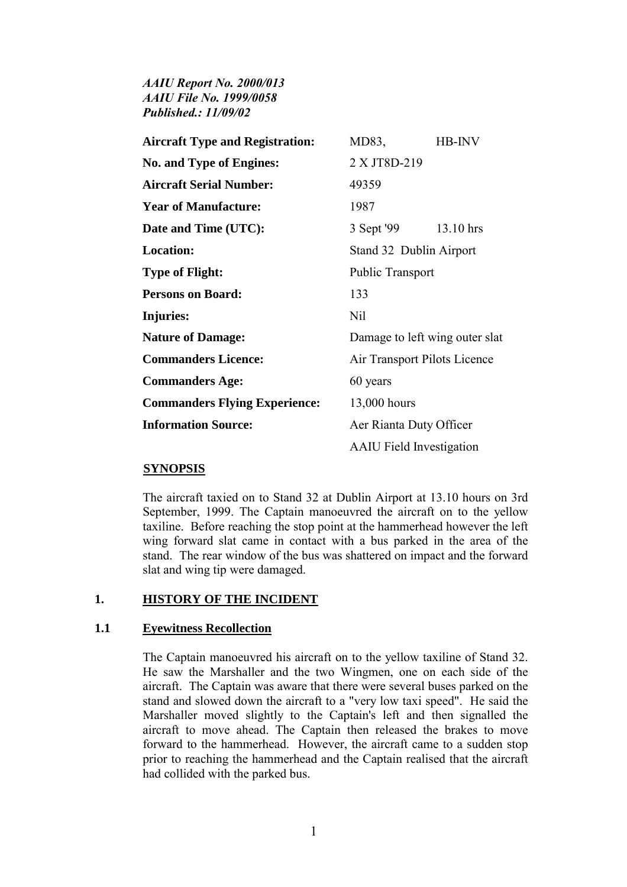*AAIU Report No. 2000/013*
*AAIU File No. 1999/0058*
*Published.: 11/09/02*

| | | |
|---|---|---|
| **Aircraft Type and Registration:** | MD83, | HB-INV |
| **No. and Type of Engines:** | 2 X JT8D-219 | |
| **Aircraft Serial Number:** | 49359 | |
| **Year of Manufacture:** | 1987 | |
| **Date and Time (UTC):** | 3 Sept '99 | 13.10 hrs |
| **Location:** | Stand 32 Dublin Airport | |
| **Type of Flight:** | Public Transport | |
| **Persons on Board:** | 133 | |
| **Injuries:** | Nil | |
| **Nature of Damage:** | Damage to left wing outer slat | |
| **Commanders Licence:** | Air Transport Pilots Licence | |
| **Commanders Age:** | 60 years | |
| **Commanders Flying Experience:** | 13,000 hours | |
| **Information Source:** | Aer Rianta Duty Officer | |
| | AAIU Field Investigation | |

## SYNOPSIS

The aircraft taxied on to Stand 32 at Dublin Airport at 13.10 hours on 3rd September, 1999. The Captain manoeuvred the aircraft on to the yellow taxiline. Before reaching the stop point at the hammerhead however the left wing forward slat came in contact with a bus parked in the area of the stand. The rear window of the bus was shattered on impact and the forward slat and wing tip were damaged.

## 1. HISTORY OF THE INCIDENT

### 1.1 Eyewitness Recollection

The Captain manoeuvred his aircraft on to the yellow taxiline of Stand 32. He saw the Marshaller and the two Wingmen, one on each side of the aircraft. The Captain was aware that there were several buses parked on the stand and slowed down the aircraft to a "very low taxi speed". He said the Marshaller moved slightly to the Captain's left and then signalled the aircraft to move ahead. The Captain then released the brakes to move forward to the hammerhead. However, the aircraft came to a sudden stop prior to reaching the hammerhead and the Captain realised that the aircraft had collided with the parked bus.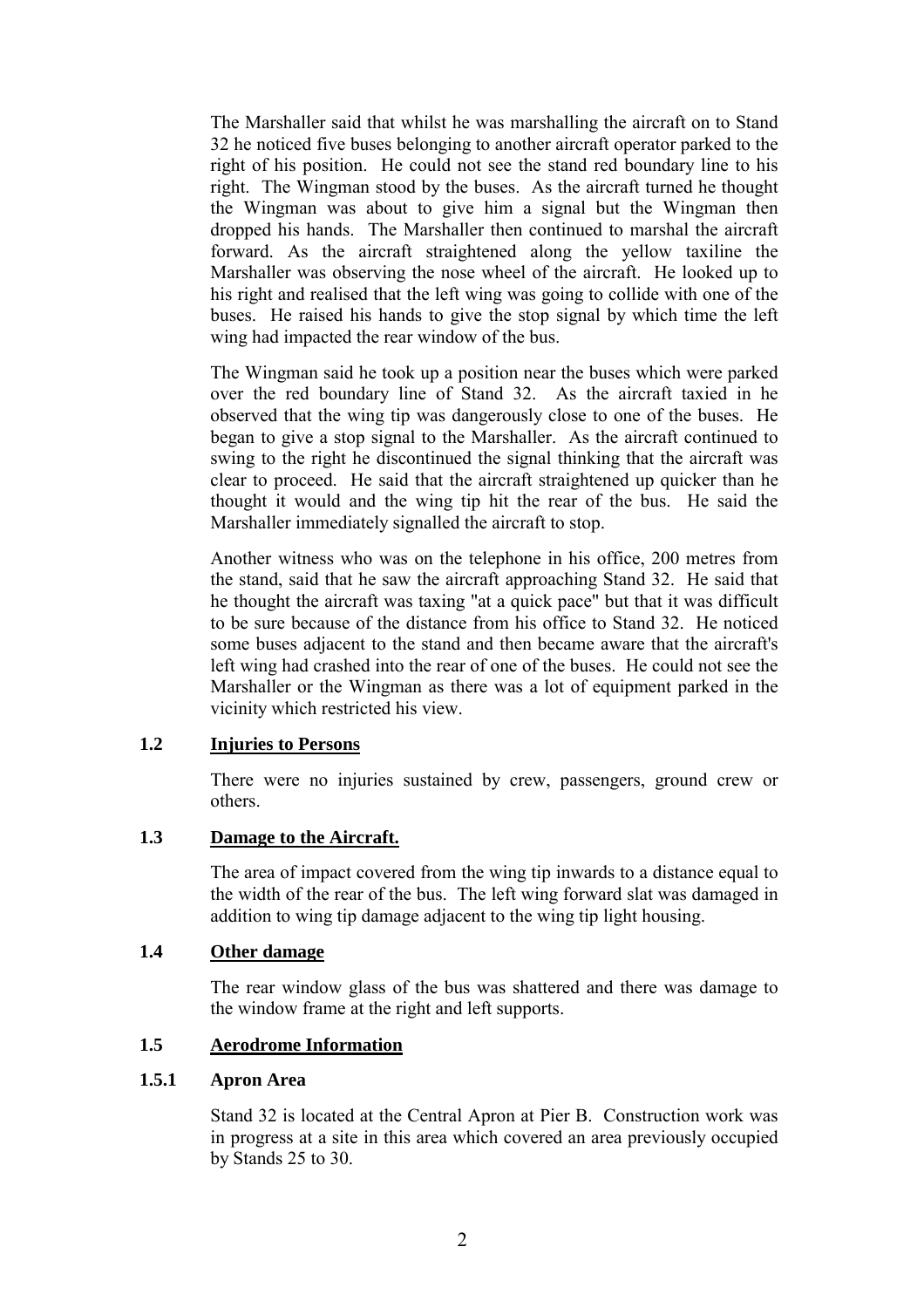The Marshaller said that whilst he was marshalling the aircraft on to Stand 32 he noticed five buses belonging to another aircraft operator parked to the right of his position. He could not see the stand red boundary line to his right. The Wingman stood by the buses. As the aircraft turned he thought the Wingman was about to give him a signal but the Wingman then dropped his hands. The Marshaller then continued to marshal the aircraft forward. As the aircraft straightened along the yellow taxiline the Marshaller was observing the nose wheel of the aircraft. He looked up to his right and realised that the left wing was going to collide with one of the buses. He raised his hands to give the stop signal by which time the left wing had impacted the rear window of the bus.

The Wingman said he took up a position near the buses which were parked over the red boundary line of Stand 32. As the aircraft taxied in he observed that the wing tip was dangerously close to one of the buses. He began to give a stop signal to the Marshaller. As the aircraft continued to swing to the right he discontinued the signal thinking that the aircraft was clear to proceed. He said that the aircraft straightened up quicker than he thought it would and the wing tip hit the rear of the bus. He said the Marshaller immediately signalled the aircraft to stop.

Another witness who was on the telephone in his office, 200 metres from the stand, said that he saw the aircraft approaching Stand 32. He said that he thought the aircraft was taxing "at a quick pace" but that it was difficult to be sure because of the distance from his office to Stand 32. He noticed some buses adjacent to the stand and then became aware that the aircraft's left wing had crashed into the rear of one of the buses. He could not see the Marshaller or the Wingman as there was a lot of equipment parked in the vicinity which restricted his view.

## 1.2 Injuries to Persons

There were no injuries sustained by crew, passengers, ground crew or others.

## 1.3 Damage to the Aircraft.

The area of impact covered from the wing tip inwards to a distance equal to the width of the rear of the bus. The left wing forward slat was damaged in addition to wing tip damage adjacent to the wing tip light housing.

## 1.4 Other damage

The rear window glass of the bus was shattered and there was damage to the window frame at the right and left supports.

## 1.5 Aerodrome Information

### 1.5.1 Apron Area

Stand 32 is located at the Central Apron at Pier B. Construction work was in progress at a site in this area which covered an area previously occupied by Stands 25 to 30.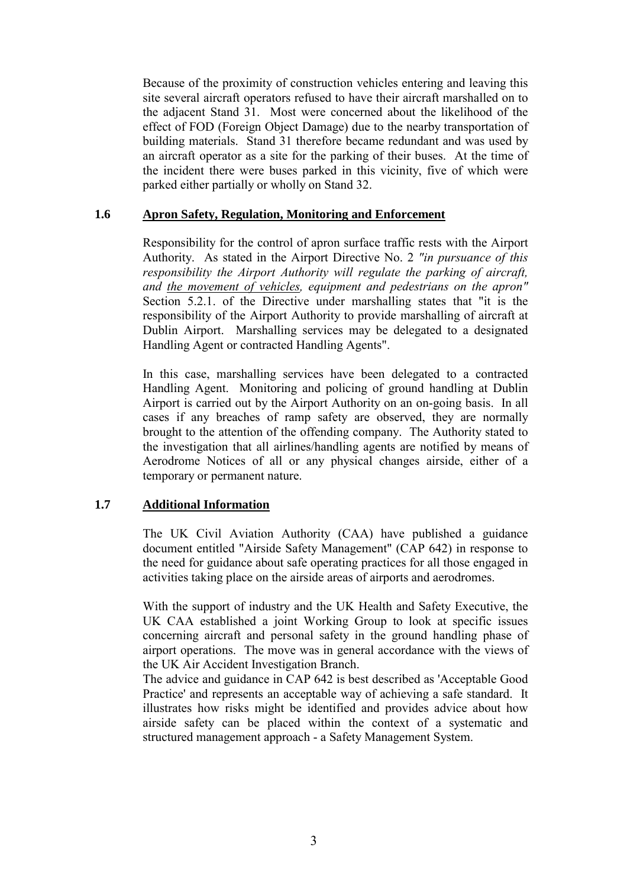Because of the proximity of construction vehicles entering and leaving this site several aircraft operators refused to have their aircraft marshalled on to the adjacent Stand 31. Most were concerned about the likelihood of the effect of FOD (Foreign Object Damage) due to the nearby transportation of building materials. Stand 31 therefore became redundant and was used by an aircraft operator as a site for the parking of their buses. At the time of the incident there were buses parked in this vicinity, five of which were parked either partially or wholly on Stand 32.

## 1.6 Apron Safety, Regulation, Monitoring and Enforcement

Responsibility for the control of apron surface traffic rests with the Airport Authority. As stated in the Airport Directive No. 2 *"in pursuance of this responsibility the Airport Authority will regulate the parking of aircraft, and <u>the movement of vehicles</u>, equipment and pedestrians on the apron"* Section 5.2.1. of the Directive under marshalling states that "it is the responsibility of the Airport Authority to provide marshalling of aircraft at Dublin Airport. Marshalling services may be delegated to a designated Handling Agent or contracted Handling Agents".

In this case, marshalling services have been delegated to a contracted Handling Agent. Monitoring and policing of ground handling at Dublin Airport is carried out by the Airport Authority on an on-going basis. In all cases if any breaches of ramp safety are observed, they are normally brought to the attention of the offending company. The Authority stated to the investigation that all airlines/handling agents are notified by means of Aerodrome Notices of all or any physical changes airside, either of a temporary or permanent nature.

## 1.7 Additional Information

The UK Civil Aviation Authority (CAA) have published a guidance document entitled "Airside Safety Management" (CAP 642) in response to the need for guidance about safe operating practices for all those engaged in activities taking place on the airside areas of airports and aerodromes.

With the support of industry and the UK Health and Safety Executive, the UK CAA established a joint Working Group to look at specific issues concerning aircraft and personal safety in the ground handling phase of airport operations. The move was in general accordance with the views of the UK Air Accident Investigation Branch.

The advice and guidance in CAP 642 is best described as 'Acceptable Good Practice' and represents an acceptable way of achieving a safe standard. It illustrates how risks might be identified and provides advice about how airside safety can be placed within the context of a systematic and structured management approach - a Safety Management System.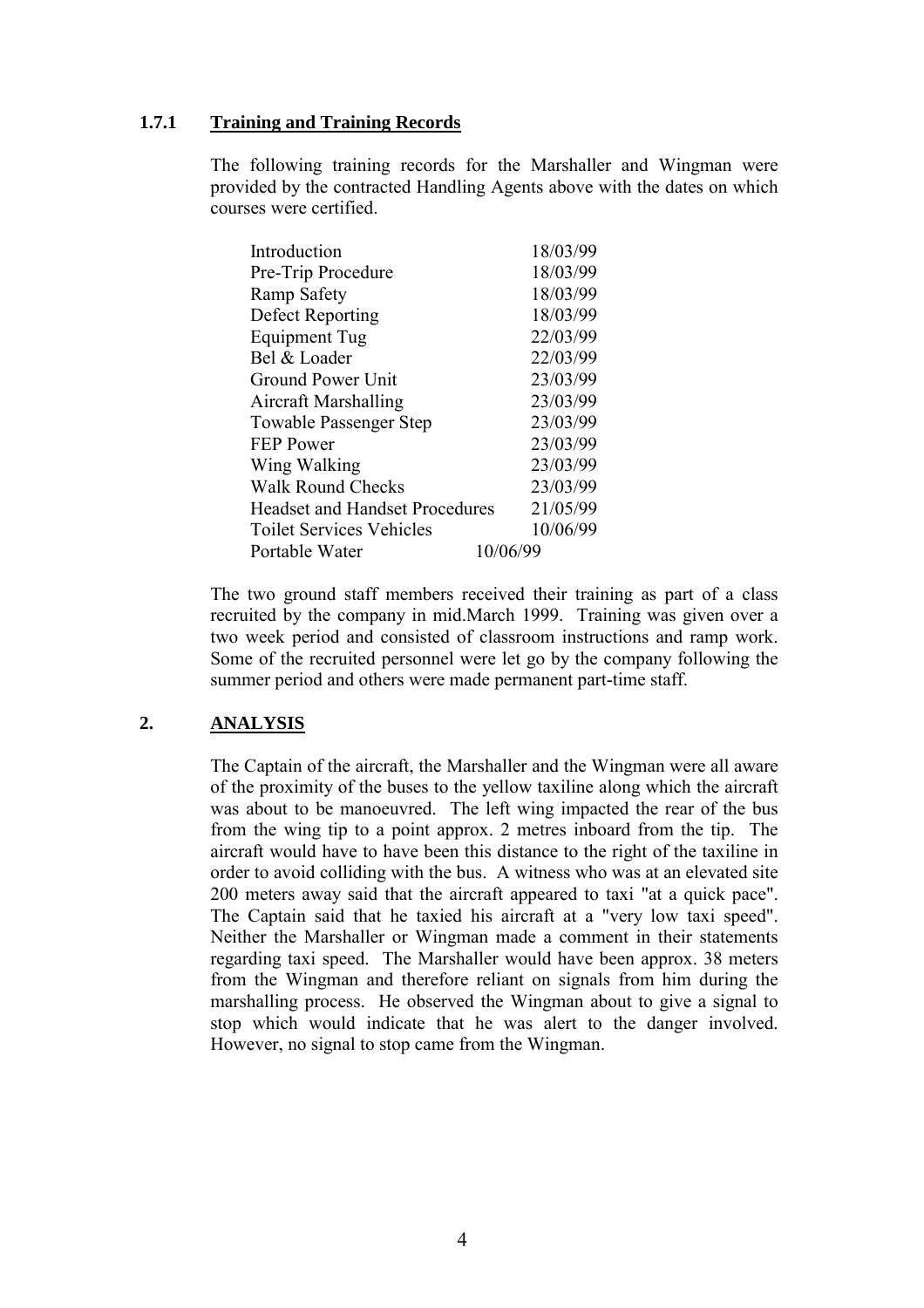### 1.7.1 Training and Training Records

The following training records for the Marshaller and Wingman were provided by the contracted Handling Agents above with the dates on which courses were certified.

| | |
|---|---|
| Introduction | 18/03/99 |
| Pre-Trip Procedure | 18/03/99 |
| Ramp Safety | 18/03/99 |
| Defect Reporting | 18/03/99 |
| Equipment Tug | 22/03/99 |
| Bel & Loader | 22/03/99 |
| Ground Power Unit | 23/03/99 |
| Aircraft Marshalling | 23/03/99 |
| Towable Passenger Step | 23/03/99 |
| FEP Power | 23/03/99 |
| Wing Walking | 23/03/99 |
| Walk Round Checks | 23/03/99 |
| Headset and Handset Procedures | 21/05/99 |
| Toilet Services Vehicles | 10/06/99 |
| Portable Water | 10/06/99 |

The two ground staff members received their training as part of a class recruited by the company in mid.March 1999. Training was given over a two week period and consisted of classroom instructions and ramp work. Some of the recruited personnel were let go by the company following the summer period and others were made permanent part-time staff.

## 2. ANALYSIS

The Captain of the aircraft, the Marshaller and the Wingman were all aware of the proximity of the buses to the yellow taxiline along which the aircraft was about to be manoeuvred. The left wing impacted the rear of the bus from the wing tip to a point approx. 2 metres inboard from the tip. The aircraft would have to have been this distance to the right of the taxiline in order to avoid colliding with the bus. A witness who was at an elevated site 200 meters away said that the aircraft appeared to taxi "at a quick pace". The Captain said that he taxied his aircraft at a "very low taxi speed". Neither the Marshaller or Wingman made a comment in their statements regarding taxi speed. The Marshaller would have been approx. 38 meters from the Wingman and therefore reliant on signals from him during the marshalling process. He observed the Wingman about to give a signal to stop which would indicate that he was alert to the danger involved. However, no signal to stop came from the Wingman.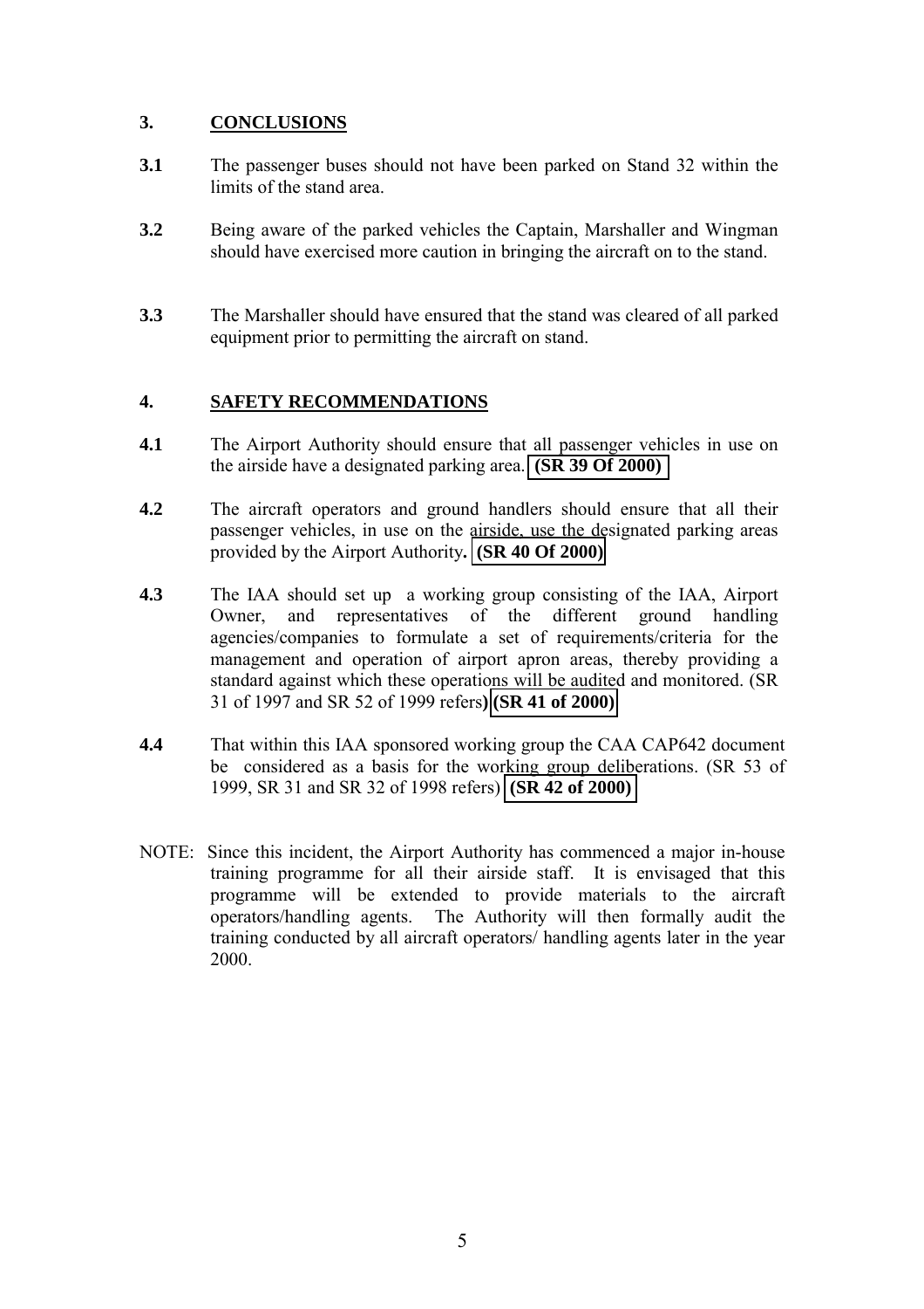## 3. CONCLUSIONS

**3.1** The passenger buses should not have been parked on Stand 32 within the limits of the stand area.

**3.2** Being aware of the parked vehicles the Captain, Marshaller and Wingman should have exercised more caution in bringing the aircraft on to the stand.

**3.3** The Marshaller should have ensured that the stand was cleared of all parked equipment prior to permitting the aircraft on stand.

## 4. SAFETY RECOMMENDATIONS

**4.1** The Airport Authority should ensure that all passenger vehicles in use on the airside have a designated parking area. **(SR 39 Of 2000)**

**4.2** The aircraft operators and ground handlers should ensure that all their passenger vehicles, in use on the airside, use the designated parking areas provided by the Airport Authority**. (SR 40 Of 2000)**

**4.3** The IAA should set up a working group consisting of the IAA, Airport Owner, and representatives of the different ground handling agencies/companies to formulate a set of requirements/criteria for the management and operation of airport apron areas, thereby providing a standard against which these operations will be audited and monitored. (SR 31 of 1997 and SR 52 of 1999 refers**) (SR 41 of 2000)**

**4.4** That within this IAA sponsored working group the CAA CAP642 document be considered as a basis for the working group deliberations. (SR 53 of 1999, SR 31 and SR 32 of 1998 refers) **(SR 42 of 2000)**

NOTE: Since this incident, the Airport Authority has commenced a major in-house training programme for all their airside staff. It is envisaged that this programme will be extended to provide materials to the aircraft operators/handling agents. The Authority will then formally audit the training conducted by all aircraft operators/ handling agents later in the year 2000.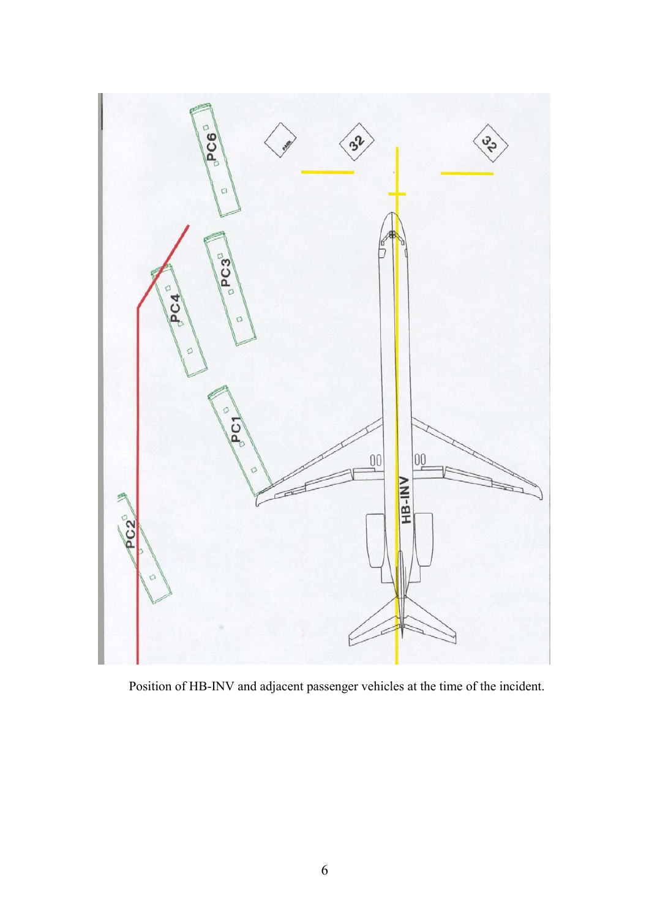PC6

PARK

32

32

PC3

PC4

PC1

HB-INV

PC2

Position of HB-INV and adjacent passenger vehicles at the time of the incident.